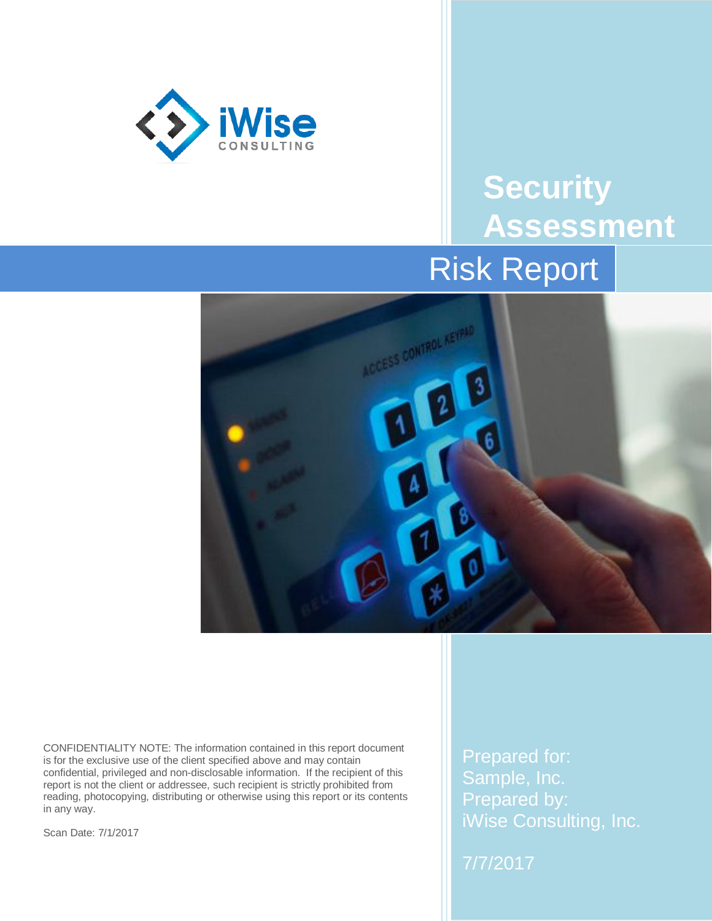iWise CONSULTING

# Security Assessment

## Risk Report

CONFIDENTIALITY NOTE: The information contained in this report document is for the exclusive use of the client specified above and may contain confidential, privileged and non-disclosable information. If the recipient of this report is not the client or addressee, such recipient is strictly prohibited from reading, photocopying, distributing or otherwise using this report or its contents in any way.

Scan Date: 7/1/2017

Prepared for:
Sample, Inc.
Prepared by:
iWise Consulting, Inc.

7/7/2017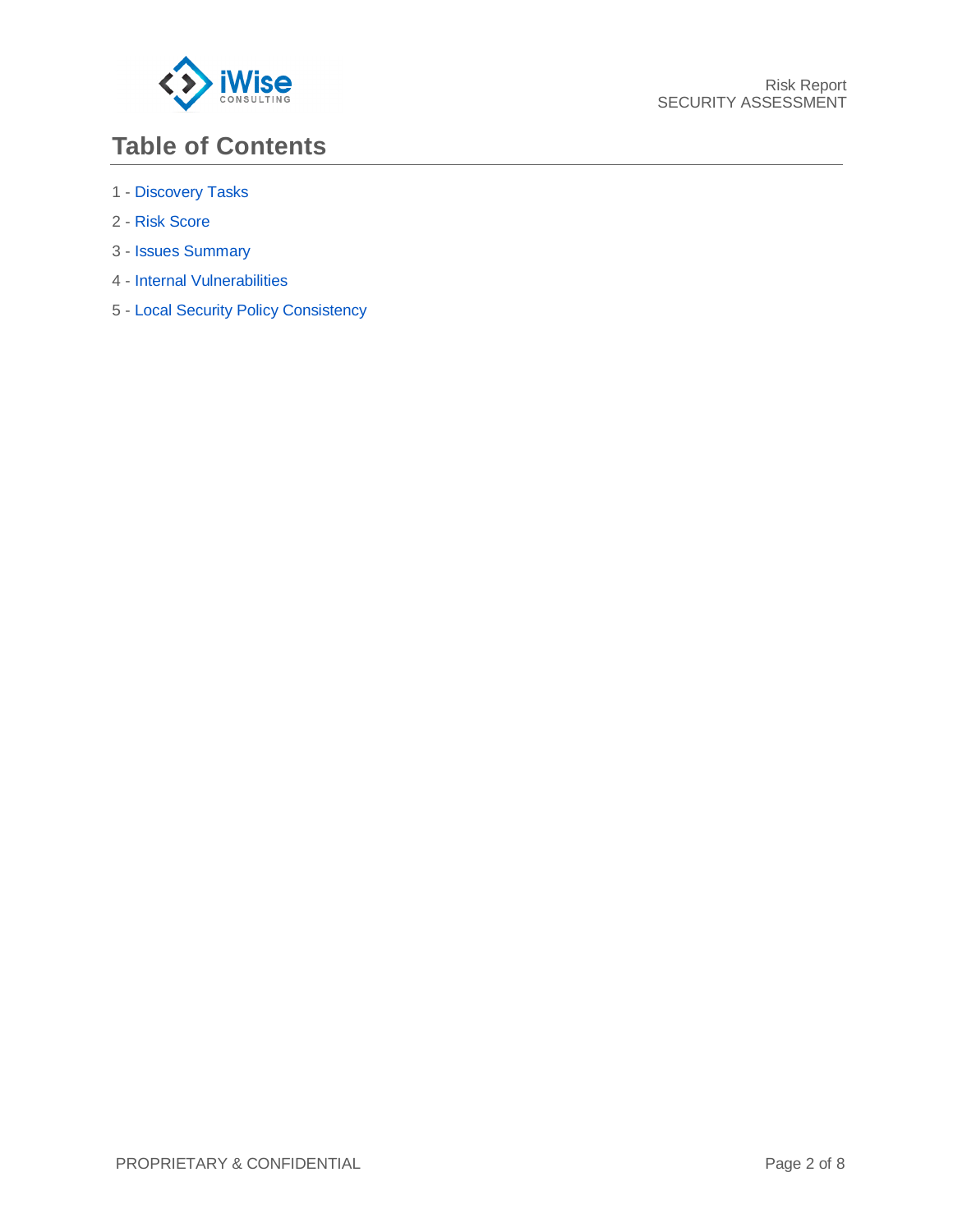# Table of Contents

1 - Discovery Tasks

2 - Risk Score

3 - Issues Summary

4 - Internal Vulnerabilities

5 - Local Security Policy Consistency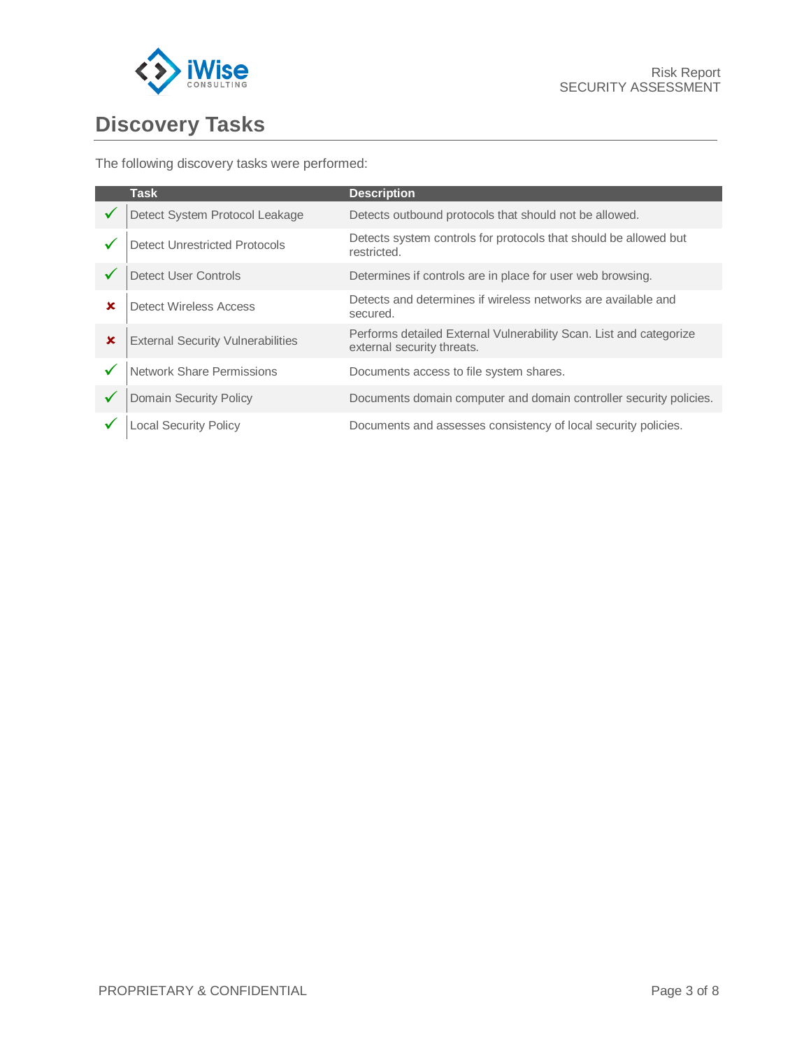# Discovery Tasks

The following discovery tasks were performed:

| | Task | Description |
|---|---|---|
| ✓ | Detect System Protocol Leakage | Detects outbound protocols that should not be allowed. |
| ✓ | Detect Unrestricted Protocols | Detects system controls for protocols that should be allowed but restricted. |
| ✓ | Detect User Controls | Determines if controls are in place for user web browsing. |
| ✗ | Detect Wireless Access | Detects and determines if wireless networks are available and secured. |
| ✗ | External Security Vulnerabilities | Performs detailed External Vulnerability Scan. List and categorize external security threats. |
| ✓ | Network Share Permissions | Documents access to file system shares. |
| ✓ | Domain Security Policy | Documents domain computer and domain controller security policies. |
| ✓ | Local Security Policy | Documents and assesses consistency of local security policies. |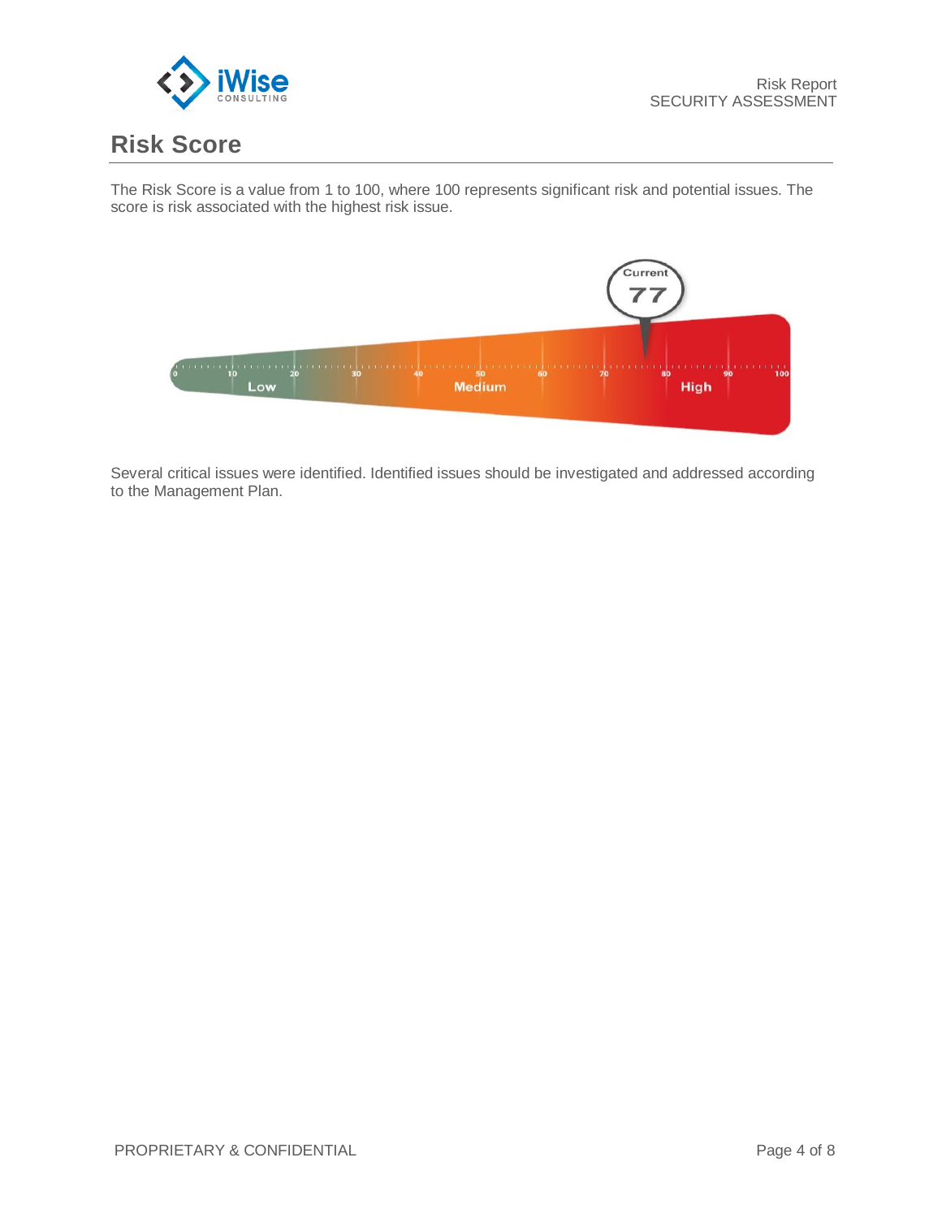## Risk Score

The Risk Score is a value from 1 to 100, where 100 represents significant risk and potential issues. The score is risk associated with the highest risk issue.

Several critical issues were identified. Identified issues should be investigated and addressed according to the Management Plan.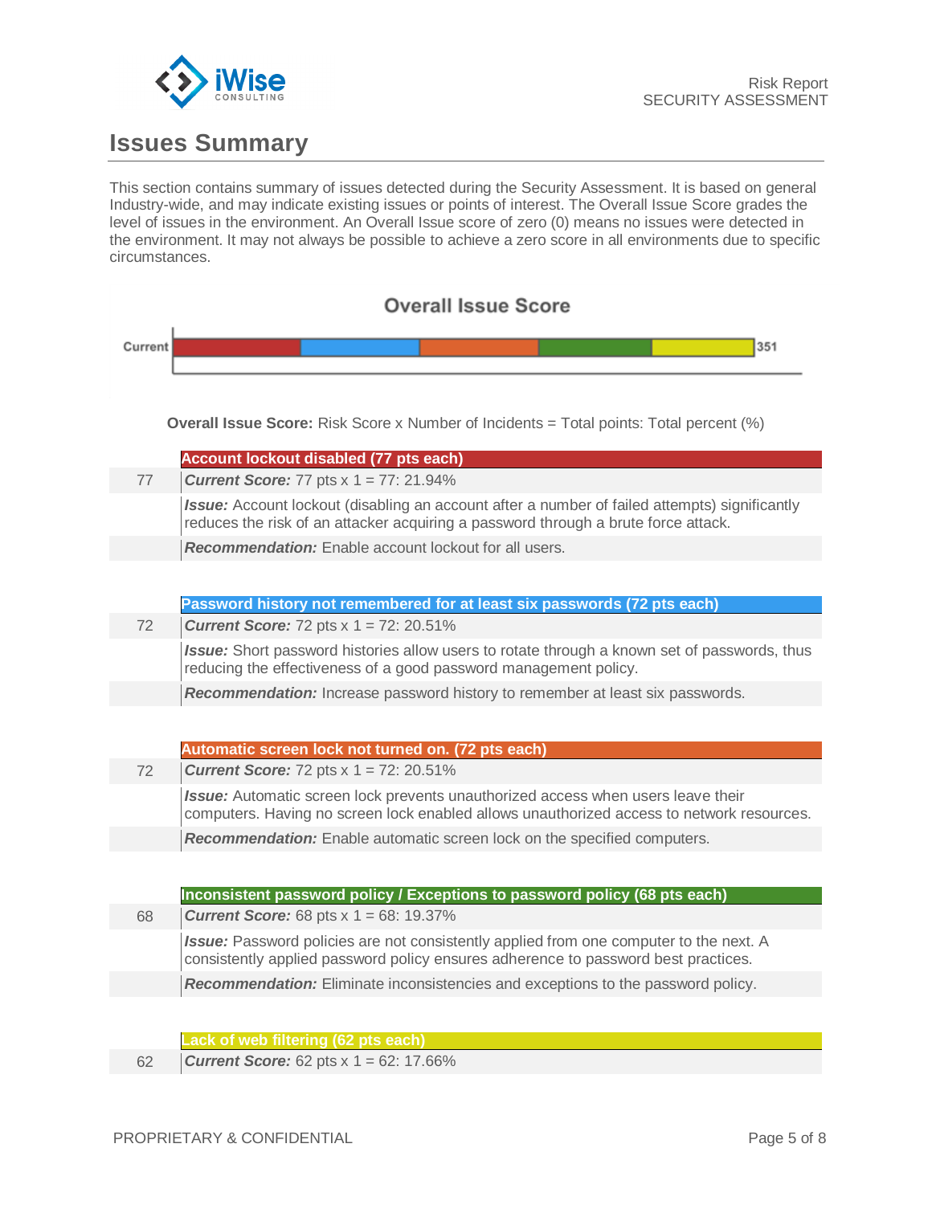## Issues Summary

This section contains summary of issues detected during the Security Assessment. It is based on general Industry-wide, and may indicate existing issues or points of interest. The Overall Issue Score grades the level of issues in the environment. An Overall Issue score of zero (0) means no issues were detected in the environment. It may not always be possible to achieve a zero score in all environments due to specific circumstances.

**Overall Issue Score**

Current: 351

**Overall Issue Score:** Risk Score x Number of Incidents = Total points: Total percent (%)

| | **Account lockout disabled (77 pts each)** |
|---|---|
| 77 | ***Current Score:*** 77 pts x 1 = 77: 21.94% |
| | ***Issue:*** Account lockout (disabling an account after a number of failed attempts) significantly reduces the risk of an attacker acquiring a password through a brute force attack. |
| | ***Recommendation:*** Enable account lockout for all users. |

| | **Password history not remembered for at least six passwords (72 pts each)** |
|---|---|
| 72 | ***Current Score:*** 72 pts x 1 = 72: 20.51% |
| | ***Issue:*** Short password histories allow users to rotate through a known set of passwords, thus reducing the effectiveness of a good password management policy. |
| | ***Recommendation:*** Increase password history to remember at least six passwords. |

| | **Automatic screen lock not turned on. (72 pts each)** |
|---|---|
| 72 | ***Current Score:*** 72 pts x 1 = 72: 20.51% |
| | ***Issue:*** Automatic screen lock prevents unauthorized access when users leave their computers. Having no screen lock enabled allows unauthorized access to network resources. |
| | ***Recommendation:*** Enable automatic screen lock on the specified computers. |

| | **Inconsistent password policy / Exceptions to password policy (68 pts each)** |
|---|---|
| 68 | ***Current Score:*** 68 pts x 1 = 68: 19.37% |
| | ***Issue:*** Password policies are not consistently applied from one computer to the next. A consistently applied password policy ensures adherence to password best practices. |
| | ***Recommendation:*** Eliminate inconsistencies and exceptions to the password policy. |

| | **Lack of web filtering (62 pts each)** |
|---|---|
| 62 | ***Current Score:*** 62 pts x 1 = 62: 17.66% |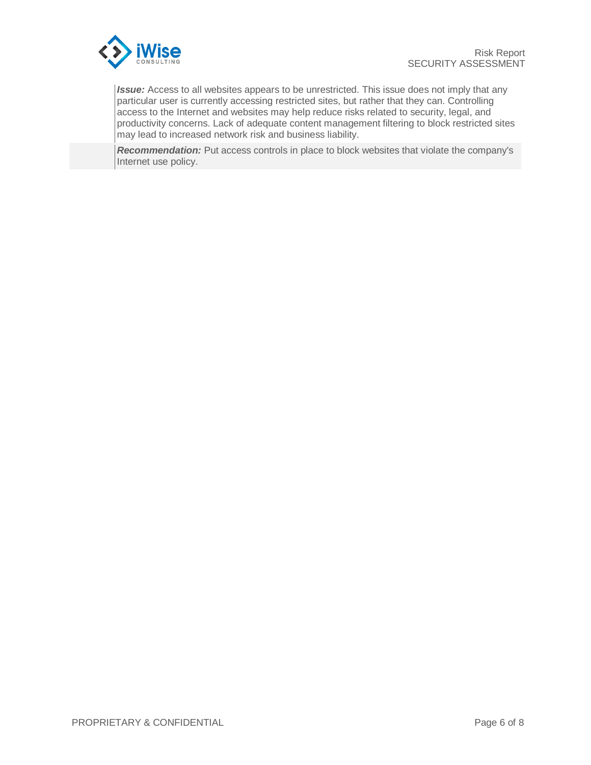***Issue:*** Access to all websites appears to be unrestricted. This issue does not imply that any particular user is currently accessing restricted sites, but rather that they can. Controlling access to the Internet and websites may help reduce risks related to security, legal, and productivity concerns. Lack of adequate content management filtering to block restricted sites may lead to increased network risk and business liability.

***Recommendation:*** Put access controls in place to block websites that violate the company's Internet use policy.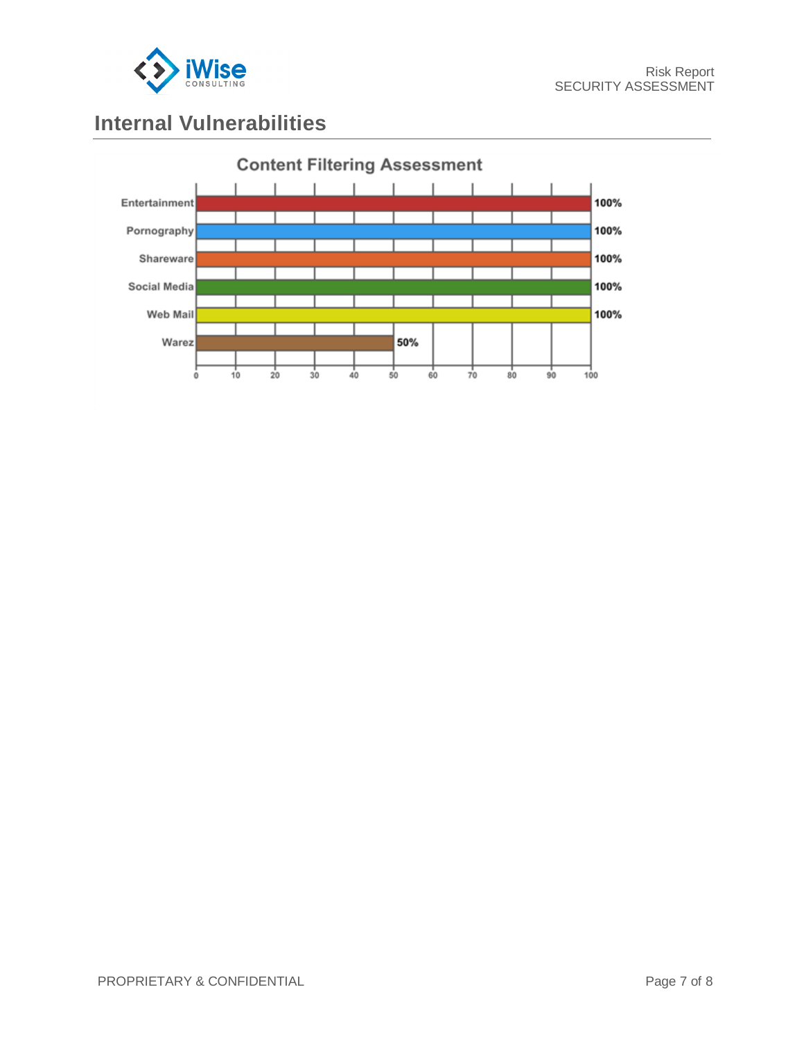## Internal Vulnerabilities

**Content Filtering Assessment**

| Category | Value |
|---|---|
| Entertainment | 100% |
| Pornography | 100% |
| Shareware | 100% |
| Social Media | 100% |
| Web Mail | 100% |
| Warez | 50% |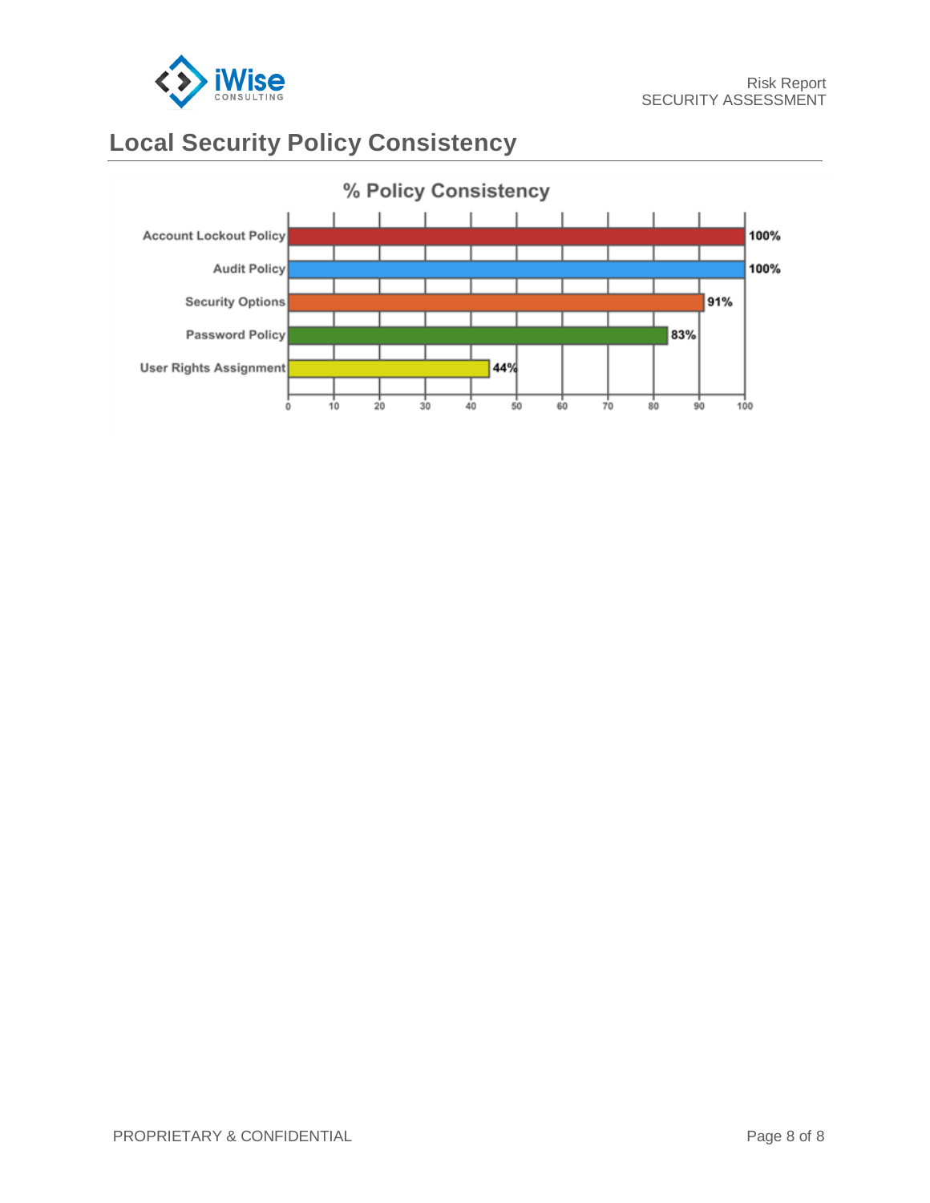## Local Security Policy Consistency

% Policy Consistency

Account Lockout Policy
100%

Audit Policy
100%

Security Options
91%

Password Policy
83%

User Rights Assignment
44%

0
10
20
30
40
50
60
70
80
90
100